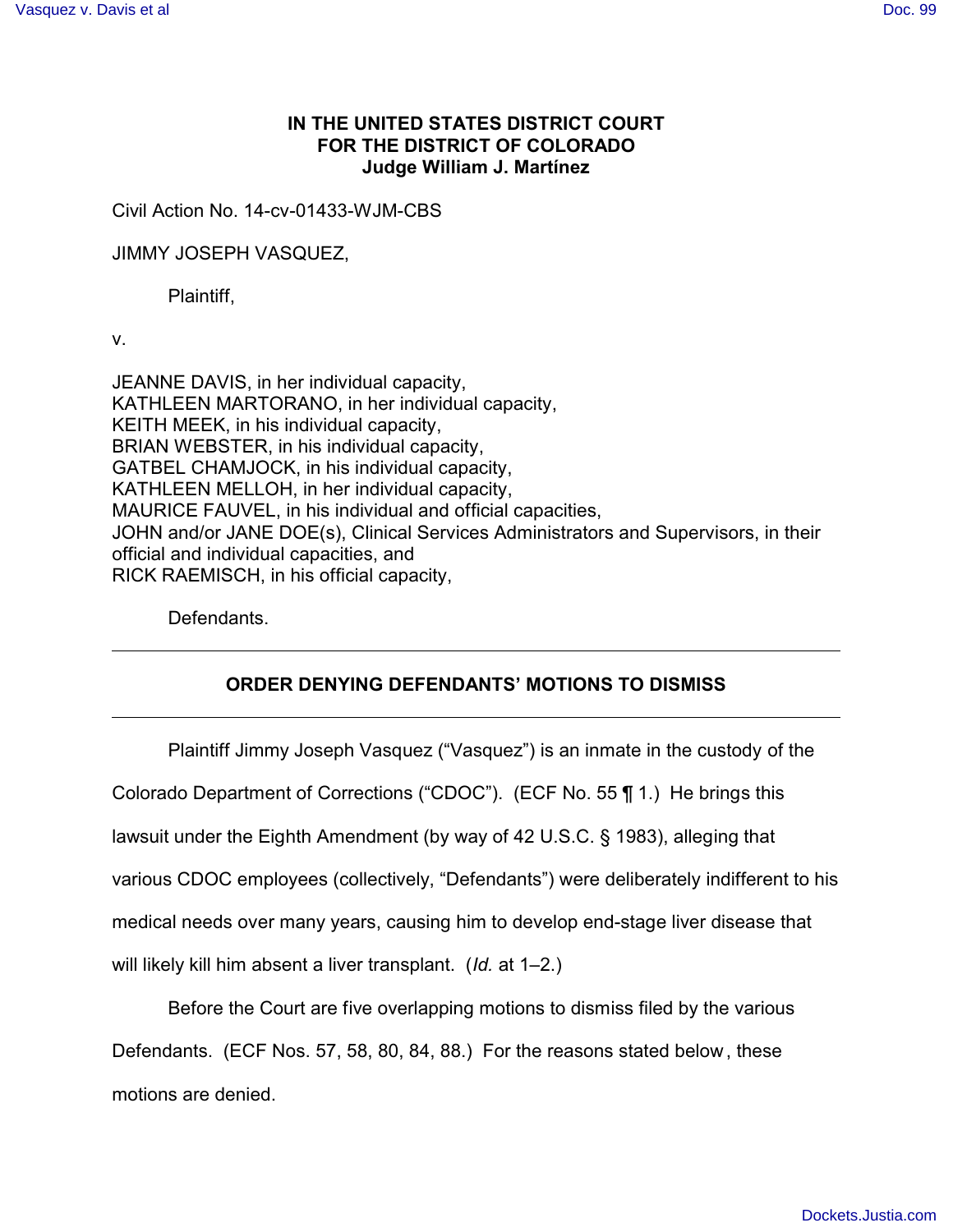**IN THE UNITED STATES DISTRICT COURT**
**FOR THE DISTRICT OF COLORADO**
**Judge William J. Martínez**

Civil Action No. 14-cv-01433-WJM-CBS

JIMMY JOSEPH VASQUEZ,

Plaintiff,

v.

JEANNE DAVIS, in her individual capacity,
KATHLEEN MARTORANO, in her individual capacity,
KEITH MEEK, in his individual capacity,
BRIAN WEBSTER, in his individual capacity,
GATBEL CHAMJOCK, in his individual capacity,
KATHLEEN MELLOH, in her individual capacity,
MAURICE FAUVEL, in his individual and official capacities,
JOHN and/or JANE DOE(s), Clinical Services Administrators and Supervisors, in their official and individual capacities, and
RICK RAEMISCH, in his official capacity,

Defendants.

---

**ORDER DENYING DEFENDANTS' MOTIONS TO DISMISS**

---

Plaintiff Jimmy Joseph Vasquez ("Vasquez") is an inmate in the custody of the Colorado Department of Corrections ("CDOC"). (ECF No. 55 ¶ 1.) He brings this lawsuit under the Eighth Amendment (by way of 42 U.S.C. § 1983), alleging that various CDOC employees (collectively, "Defendants") were deliberately indifferent to his medical needs over many years, causing him to develop end-stage liver disease that will likely kill him absent a liver transplant. (*Id.* at 1–2.)

Before the Court are five overlapping motions to dismiss filed by the various Defendants. (ECF Nos. 57, 58, 80, 84, 88.) For the reasons stated below, these motions are denied.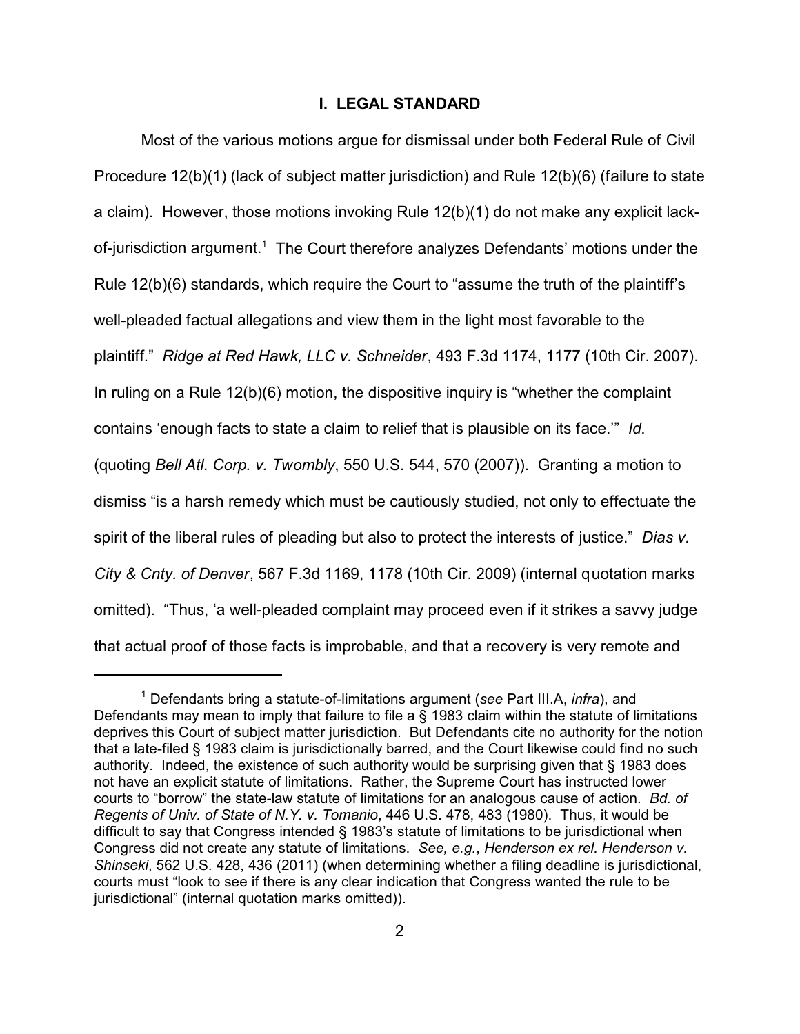## I. LEGAL STANDARD

Most of the various motions argue for dismissal under both Federal Rule of Civil Procedure 12(b)(1) (lack of subject matter jurisdiction) and Rule 12(b)(6) (failure to state a claim). However, those motions invoking Rule 12(b)(1) do not make any explicit lack-of-jurisdiction argument.[1] The Court therefore analyzes Defendants' motions under the Rule 12(b)(6) standards, which require the Court to "assume the truth of the plaintiff's well-pleaded factual allegations and view them in the light most favorable to the plaintiff." *Ridge at Red Hawk, LLC v. Schneider*, 493 F.3d 1174, 1177 (10th Cir. 2007). In ruling on a Rule 12(b)(6) motion, the dispositive inquiry is "whether the complaint contains 'enough facts to state a claim to relief that is plausible on its face.'" *Id.* (quoting *Bell Atl. Corp. v. Twombly*, 550 U.S. 544, 570 (2007)). Granting a motion to dismiss "is a harsh remedy which must be cautiously studied, not only to effectuate the spirit of the liberal rules of pleading but also to protect the interests of justice." *Dias v. City & Cnty. of Denver*, 567 F.3d 1169, 1178 (10th Cir. 2009) (internal quotation marks omitted). "Thus, 'a well-pleaded complaint may proceed even if it strikes a savvy judge that actual proof of those facts is improbable, and that a recovery is very remote and

---

[1] Defendants bring a statute-of-limitations argument (*see* Part III.A, *infra*), and Defendants may mean to imply that failure to file a § 1983 claim within the statute of limitations deprives this Court of subject matter jurisdiction. But Defendants cite no authority for the notion that a late-filed § 1983 claim is jurisdictionally barred, and the Court likewise could find no such authority. Indeed, the existence of such authority would be surprising given that § 1983 does not have an explicit statute of limitations. Rather, the Supreme Court has instructed lower courts to "borrow" the state-law statute of limitations for an analogous cause of action. *Bd. of Regents of Univ. of State of N.Y. v. Tomanio*, 446 U.S. 478, 483 (1980). Thus, it would be difficult to say that Congress intended § 1983's statute of limitations to be jurisdictional when Congress did not create any statute of limitations. *See, e.g.*, *Henderson ex rel. Henderson v. Shinseki*, 562 U.S. 428, 436 (2011) (when determining whether a filing deadline is jurisdictional, courts must "look to see if there is any clear indication that Congress wanted the rule to be jurisdictional" (internal quotation marks omitted)).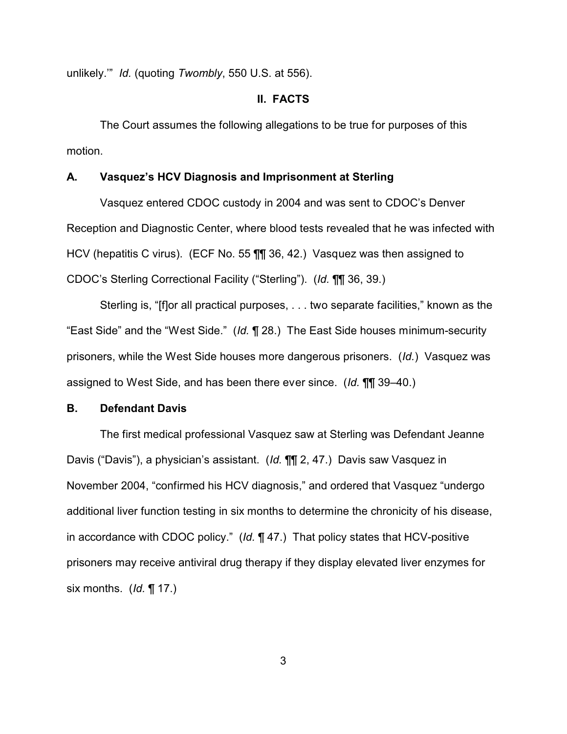unlikely.'" *Id.* (quoting *Twombly*, 550 U.S. at 556).

## II. FACTS

The Court assumes the following allegations to be true for purposes of this motion.

### A. Vasquez's HCV Diagnosis and Imprisonment at Sterling

Vasquez entered CDOC custody in 2004 and was sent to CDOC's Denver Reception and Diagnostic Center, where blood tests revealed that he was infected with HCV (hepatitis C virus). (ECF No. 55 ¶¶ 36, 42.) Vasquez was then assigned to CDOC's Sterling Correctional Facility ("Sterling"). (*Id.* ¶¶ 36, 39.)

Sterling is, "[f]or all practical purposes, . . . two separate facilities," known as the "East Side" and the "West Side." (*Id.* ¶ 28.) The East Side houses minimum-security prisoners, while the West Side houses more dangerous prisoners. (*Id.*) Vasquez was assigned to West Side, and has been there ever since. (*Id.* ¶¶ 39–40.)

### B. Defendant Davis

The first medical professional Vasquez saw at Sterling was Defendant Jeanne Davis ("Davis"), a physician's assistant. (*Id.* ¶¶ 2, 47.) Davis saw Vasquez in November 2004, "confirmed his HCV diagnosis," and ordered that Vasquez "undergo additional liver function testing in six months to determine the chronicity of his disease, in accordance with CDOC policy." (*Id.* ¶ 47.) That policy states that HCV-positive prisoners may receive antiviral drug therapy if they display elevated liver enzymes for six months. (*Id.* ¶ 17.)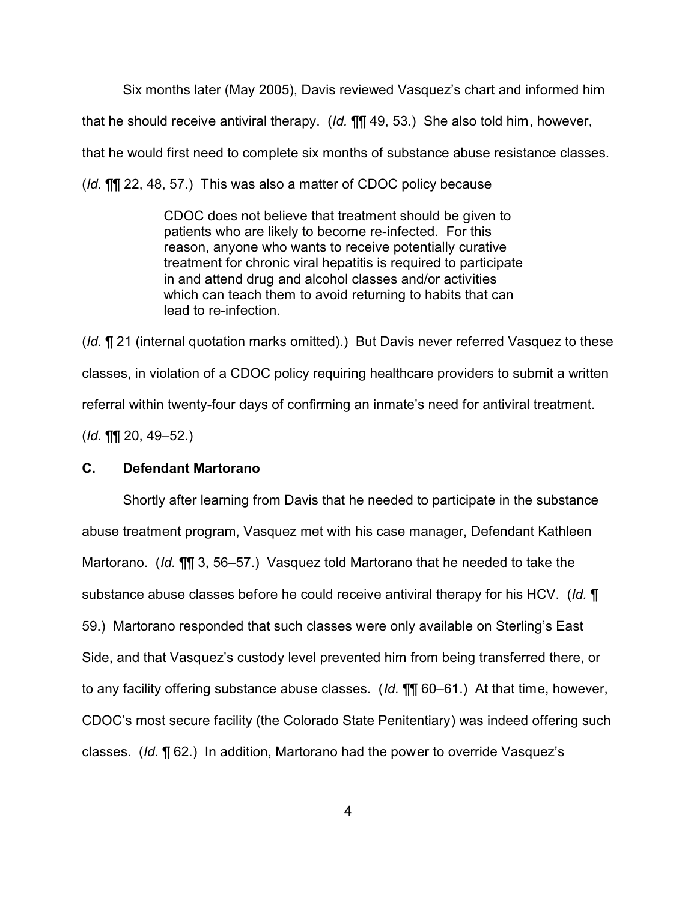Six months later (May 2005), Davis reviewed Vasquez's chart and informed him that he should receive antiviral therapy. (*Id.* ¶¶ 49, 53.) She also told him, however, that he would first need to complete six months of substance abuse resistance classes. (*Id.* ¶¶ 22, 48, 57.) This was also a matter of CDOC policy because

> CDOC does not believe that treatment should be given to patients who are likely to become re-infected. For this reason, anyone who wants to receive potentially curative treatment for chronic viral hepatitis is required to participate in and attend drug and alcohol classes and/or activities which can teach them to avoid returning to habits that can lead to re-infection.

(*Id.* ¶ 21 (internal quotation marks omitted).) But Davis never referred Vasquez to these classes, in violation of a CDOC policy requiring healthcare providers to submit a written referral within twenty-four days of confirming an inmate's need for antiviral treatment. (*Id.* ¶¶ 20, 49–52.)

### C. Defendant Martorano

Shortly after learning from Davis that he needed to participate in the substance abuse treatment program, Vasquez met with his case manager, Defendant Kathleen Martorano. (*Id.* ¶¶ 3, 56–57.) Vasquez told Martorano that he needed to take the substance abuse classes before he could receive antiviral therapy for his HCV. (*Id.* ¶ 59.) Martorano responded that such classes were only available on Sterling's East Side, and that Vasquez's custody level prevented him from being transferred there, or to any facility offering substance abuse classes. (*Id.* ¶¶ 60–61.) At that time, however, CDOC's most secure facility (the Colorado State Penitentiary) was indeed offering such classes. (*Id.* ¶ 62.) In addition, Martorano had the power to override Vasquez's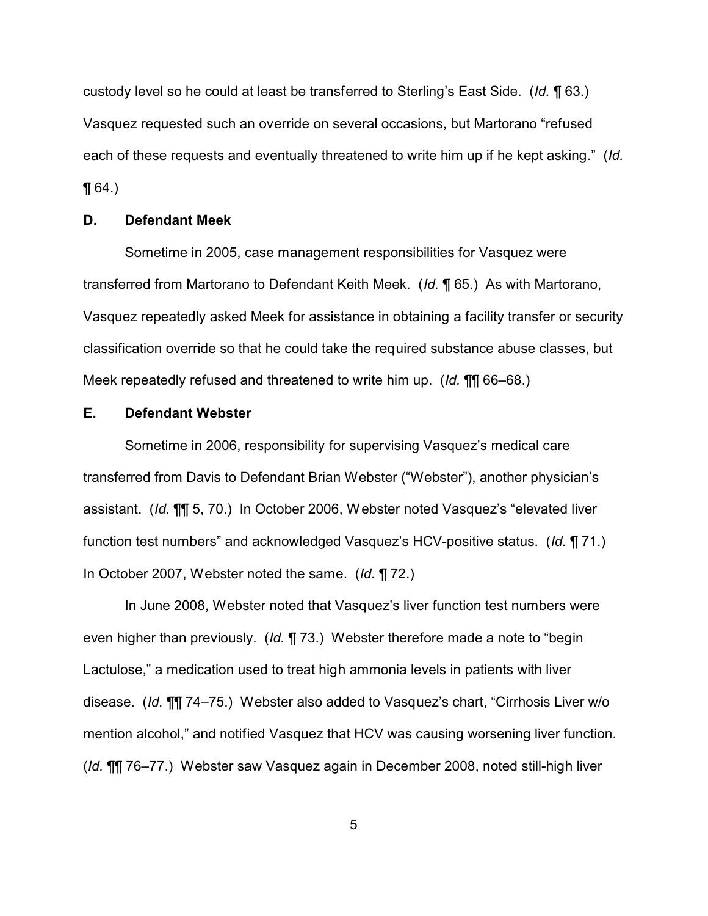custody level so he could at least be transferred to Sterling's East Side. (*Id.* ¶ 63.) Vasquez requested such an override on several occasions, but Martorano "refused each of these requests and eventually threatened to write him up if he kept asking." (*Id.* ¶ 64.)

**D. Defendant Meek**

Sometime in 2005, case management responsibilities for Vasquez were transferred from Martorano to Defendant Keith Meek. (*Id.* ¶ 65.) As with Martorano, Vasquez repeatedly asked Meek for assistance in obtaining a facility transfer or security classification override so that he could take the required substance abuse classes, but Meek repeatedly refused and threatened to write him up. (*Id.* ¶¶ 66–68.)

**E. Defendant Webster**

Sometime in 2006, responsibility for supervising Vasquez's medical care transferred from Davis to Defendant Brian Webster ("Webster"), another physician's assistant. (*Id.* ¶¶ 5, 70.) In October 2006, Webster noted Vasquez's "elevated liver function test numbers" and acknowledged Vasquez's HCV-positive status. (*Id.* ¶ 71.) In October 2007, Webster noted the same. (*Id.* ¶ 72.)

In June 2008, Webster noted that Vasquez's liver function test numbers were even higher than previously. (*Id.* ¶ 73.) Webster therefore made a note to "begin Lactulose," a medication used to treat high ammonia levels in patients with liver disease. (*Id.* ¶¶ 74–75.) Webster also added to Vasquez's chart, "Cirrhosis Liver w/o mention alcohol," and notified Vasquez that HCV was causing worsening liver function. (*Id.* ¶¶ 76–77.) Webster saw Vasquez again in December 2008, noted still-high liver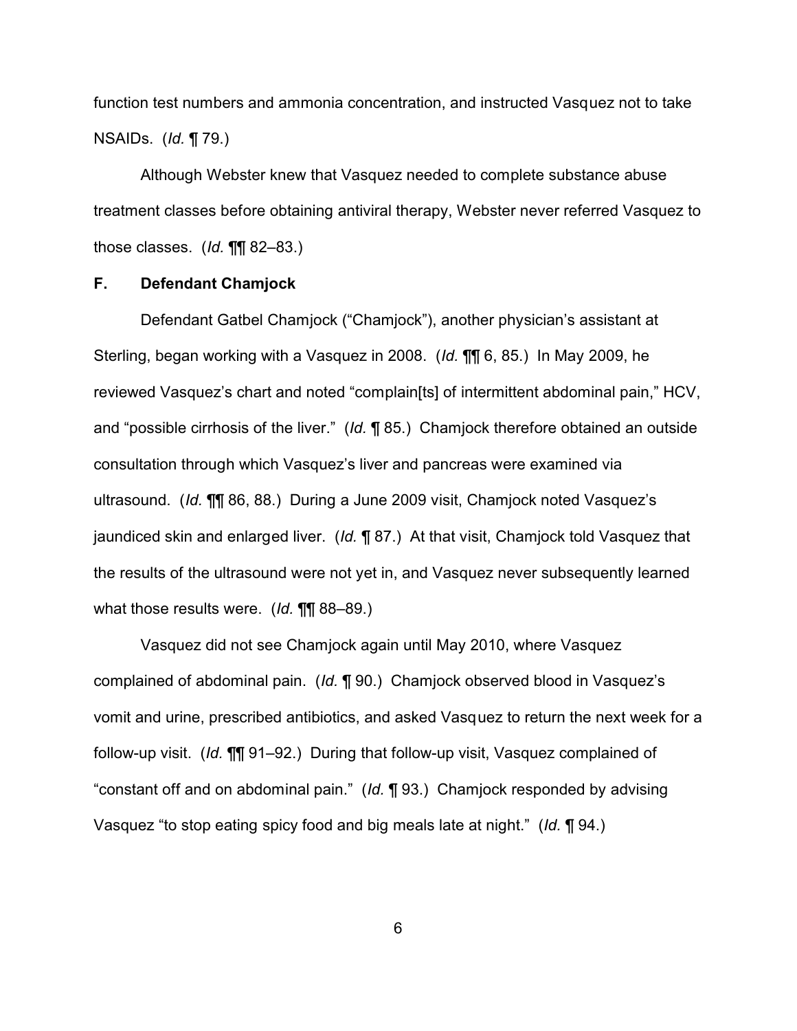function test numbers and ammonia concentration, and instructed Vasquez not to take NSAIDs. (*Id.* ¶ 79.)

Although Webster knew that Vasquez needed to complete substance abuse treatment classes before obtaining antiviral therapy, Webster never referred Vasquez to those classes. (*Id.* ¶¶ 82–83.)

### F. Defendant Chamjock

Defendant Gatbel Chamjock ("Chamjock"), another physician's assistant at Sterling, began working with a Vasquez in 2008. (*Id.* ¶¶ 6, 85.) In May 2009, he reviewed Vasquez's chart and noted "complain[ts] of intermittent abdominal pain," HCV, and "possible cirrhosis of the liver." (*Id.* ¶ 85.) Chamjock therefore obtained an outside consultation through which Vasquez's liver and pancreas were examined via ultrasound. (*Id.* ¶¶ 86, 88.) During a June 2009 visit, Chamjock noted Vasquez's jaundiced skin and enlarged liver. (*Id.* ¶ 87.) At that visit, Chamjock told Vasquez that the results of the ultrasound were not yet in, and Vasquez never subsequently learned what those results were. (*Id.* ¶¶ 88–89.)

Vasquez did not see Chamjock again until May 2010, where Vasquez complained of abdominal pain. (*Id.* ¶ 90.) Chamjock observed blood in Vasquez's vomit and urine, prescribed antibiotics, and asked Vasquez to return the next week for a follow-up visit. (*Id.* ¶¶ 91–92.) During that follow-up visit, Vasquez complained of "constant off and on abdominal pain." (*Id.* ¶ 93.) Chamjock responded by advising Vasquez "to stop eating spicy food and big meals late at night." (*Id.* ¶ 94.)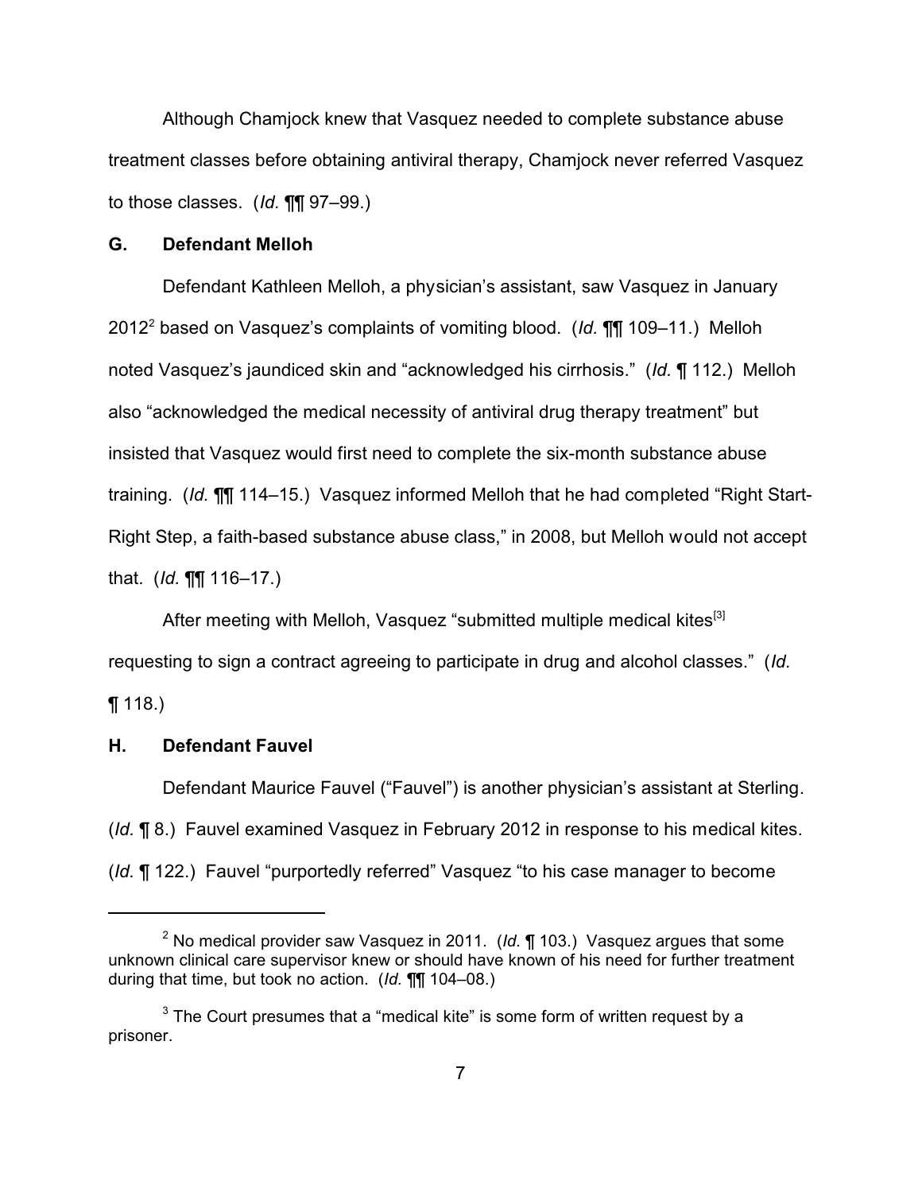Although Chamjock knew that Vasquez needed to complete substance abuse treatment classes before obtaining antiviral therapy, Chamjock never referred Vasquez to those classes. (*Id.* ¶¶ 97–99.)

### G. Defendant Melloh

Defendant Kathleen Melloh, a physician's assistant, saw Vasquez in January 2012[2] based on Vasquez's complaints of vomiting blood. (*Id.* ¶¶ 109–11.) Melloh noted Vasquez's jaundiced skin and "acknowledged his cirrhosis." (*Id.* ¶ 112.) Melloh also "acknowledged the medical necessity of antiviral drug therapy treatment" but insisted that Vasquez would first need to complete the six-month substance abuse training. (*Id.* ¶¶ 114–15.) Vasquez informed Melloh that he had completed "Right Start-Right Step, a faith-based substance abuse class," in 2008, but Melloh would not accept that. (*Id.* ¶¶ 116–17.)

After meeting with Melloh, Vasquez "submitted multiple medical kites[3] requesting to sign a contract agreeing to participate in drug and alcohol classes." (*Id.* ¶ 118.)

### H. Defendant Fauvel

Defendant Maurice Fauvel ("Fauvel") is another physician's assistant at Sterling. (*Id.* ¶ 8.) Fauvel examined Vasquez in February 2012 in response to his medical kites. (*Id.* ¶ 122.) Fauvel "purportedly referred" Vasquez "to his case manager to become

---

[2] No medical provider saw Vasquez in 2011. (*Id.* ¶ 103.) Vasquez argues that some unknown clinical care supervisor knew or should have known of his need for further treatment during that time, but took no action. (*Id.* ¶¶ 104–08.)

[3] The Court presumes that a "medical kite" is some form of written request by a prisoner.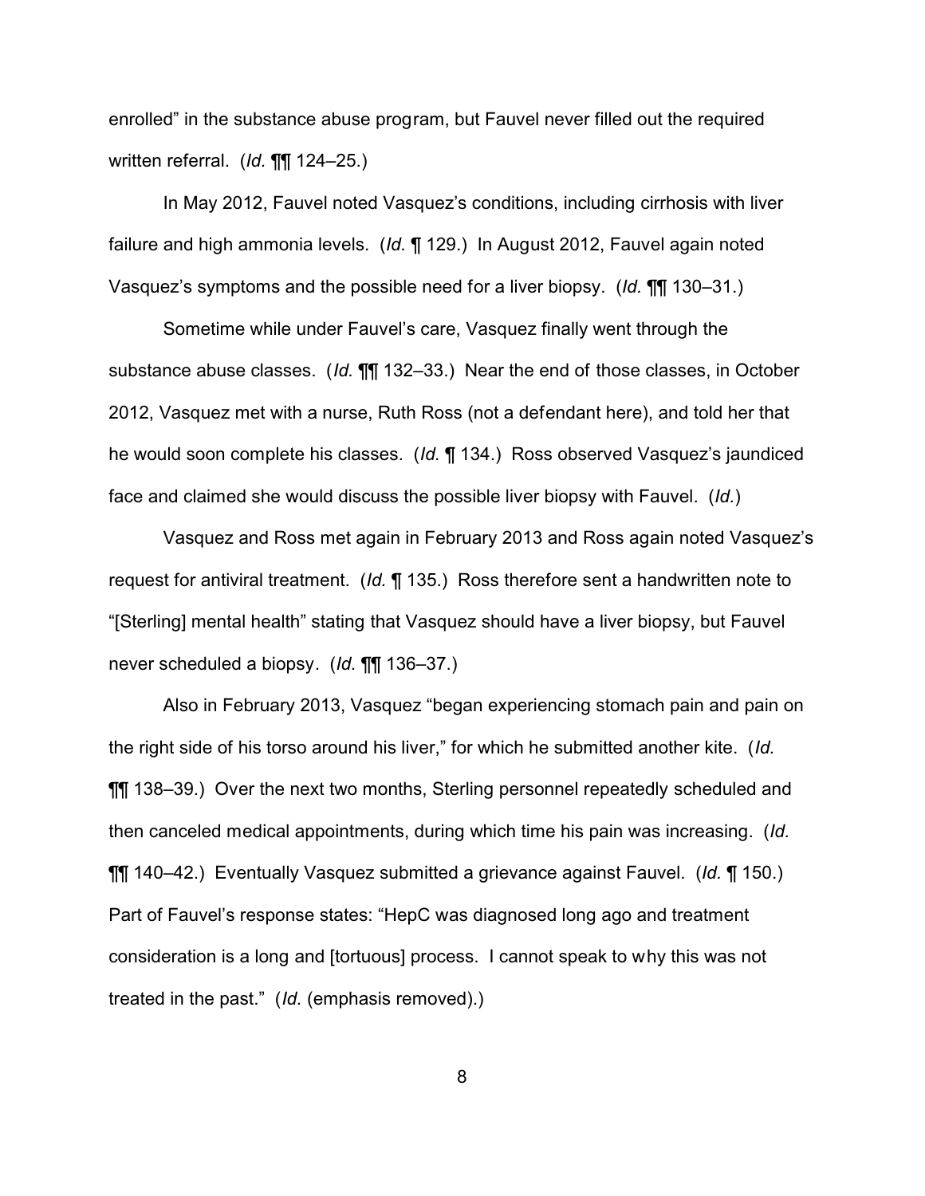enrolled" in the substance abuse program, but Fauvel never filled out the required written referral. (*Id.* ¶¶ 124–25.)

In May 2012, Fauvel noted Vasquez's conditions, including cirrhosis with liver failure and high ammonia levels. (*Id.* ¶ 129.) In August 2012, Fauvel again noted Vasquez's symptoms and the possible need for a liver biopsy. (*Id.* ¶¶ 130–31.)

Sometime while under Fauvel's care, Vasquez finally went through the substance abuse classes. (*Id.* ¶¶ 132–33.) Near the end of those classes, in October 2012, Vasquez met with a nurse, Ruth Ross (not a defendant here), and told her that he would soon complete his classes. (*Id.* ¶ 134.) Ross observed Vasquez's jaundiced face and claimed she would discuss the possible liver biopsy with Fauvel. (*Id.*)

Vasquez and Ross met again in February 2013 and Ross again noted Vasquez's request for antiviral treatment. (*Id.* ¶ 135.) Ross therefore sent a handwritten note to "[Sterling] mental health" stating that Vasquez should have a liver biopsy, but Fauvel never scheduled a biopsy. (*Id.* ¶¶ 136–37.)

Also in February 2013, Vasquez "began experiencing stomach pain and pain on the right side of his torso around his liver," for which he submitted another kite. (*Id.* ¶¶ 138–39.) Over the next two months, Sterling personnel repeatedly scheduled and then canceled medical appointments, during which time his pain was increasing. (*Id.* ¶¶ 140–42.) Eventually Vasquez submitted a grievance against Fauvel. (*Id.* ¶ 150.) Part of Fauvel's response states: "HepC was diagnosed long ago and treatment consideration is a long and [tortuous] process. I cannot speak to why this was not treated in the past." (*Id.* (emphasis removed).)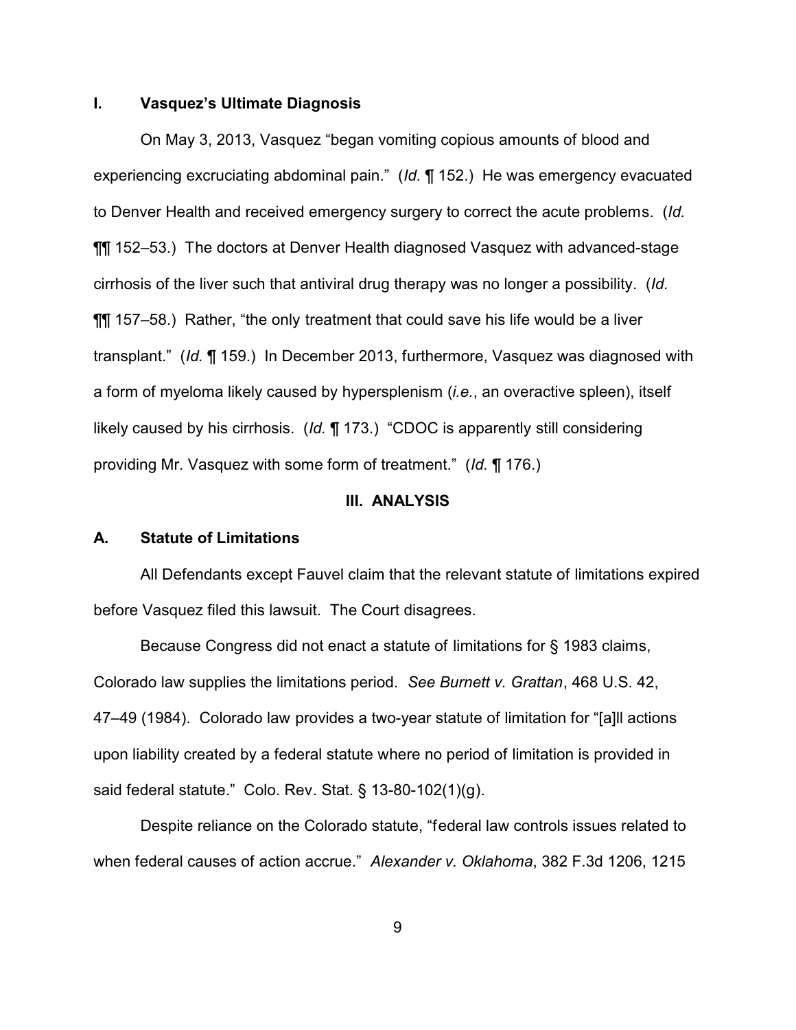### I. Vasquez's Ultimate Diagnosis

On May 3, 2013, Vasquez "began vomiting copious amounts of blood and experiencing excruciating abdominal pain." (*Id.* ¶ 152.) He was emergency evacuated to Denver Health and received emergency surgery to correct the acute problems. (*Id.* ¶¶ 152–53.) The doctors at Denver Health diagnosed Vasquez with advanced-stage cirrhosis of the liver such that antiviral drug therapy was no longer a possibility. (*Id.* ¶¶ 157–58.) Rather, "the only treatment that could save his life would be a liver transplant." (*Id.* ¶ 159.) In December 2013, furthermore, Vasquez was diagnosed with a form of myeloma likely caused by hypersplenism (*i.e.*, an overactive spleen), itself likely caused by his cirrhosis. (*Id.* ¶ 173.) "CDOC is apparently still considering providing Mr. Vasquez with some form of treatment." (*Id.* ¶ 176.)

## III. ANALYSIS

### A. Statute of Limitations

All Defendants except Fauvel claim that the relevant statute of limitations expired before Vasquez filed this lawsuit. The Court disagrees.

Because Congress did not enact a statute of limitations for § 1983 claims, Colorado law supplies the limitations period. *See Burnett v. Grattan*, 468 U.S. 42, 47–49 (1984). Colorado law provides a two-year statute of limitation for "[a]ll actions upon liability created by a federal statute where no period of limitation is provided in said federal statute." Colo. Rev. Stat. § 13-80-102(1)(g).

Despite reliance on the Colorado statute, "federal law controls issues related to when federal causes of action accrue." *Alexander v. Oklahoma*, 382 F.3d 1206, 1215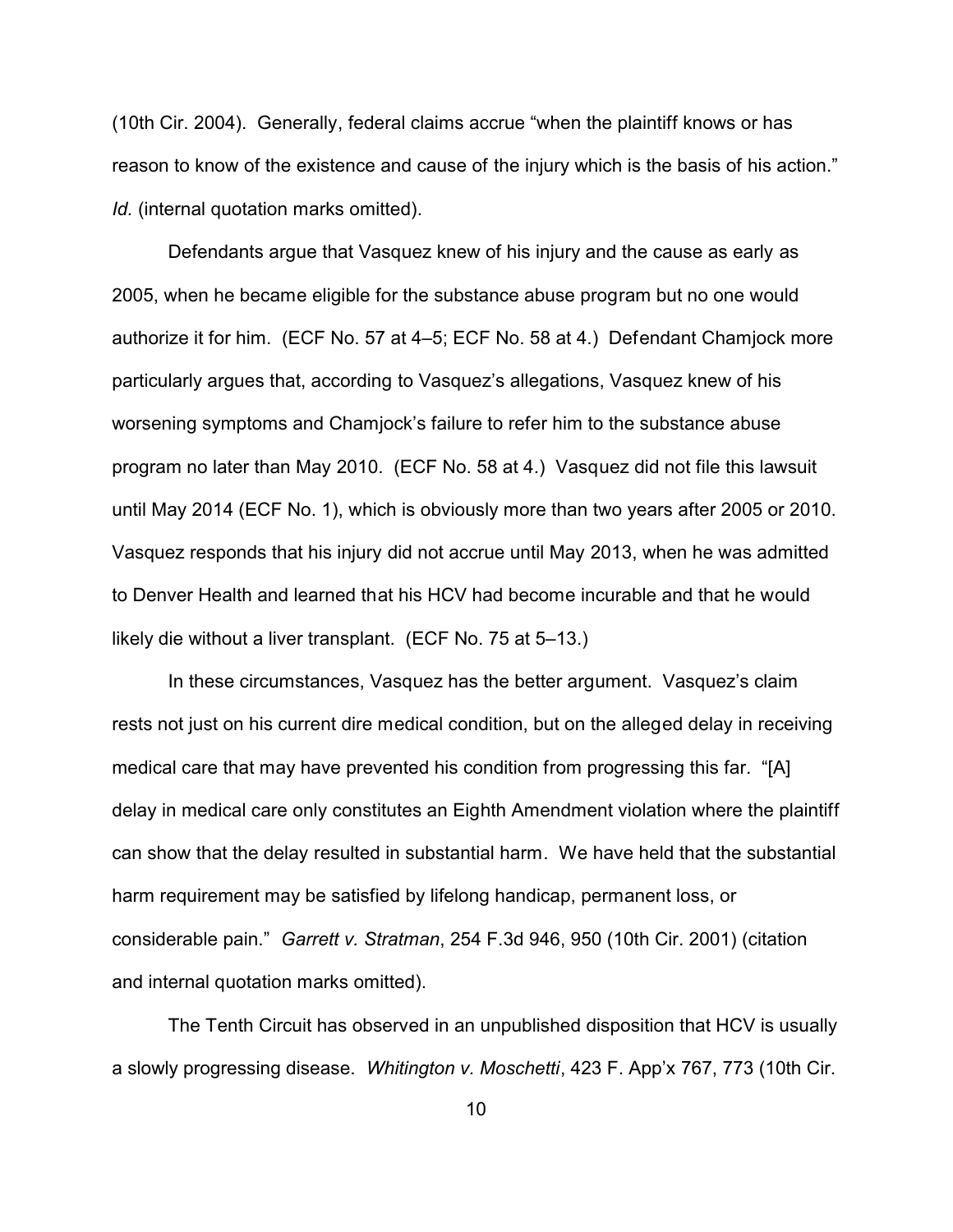(10th Cir. 2004). Generally, federal claims accrue "when the plaintiff knows or has reason to know of the existence and cause of the injury which is the basis of his action." *Id.* (internal quotation marks omitted).

Defendants argue that Vasquez knew of his injury and the cause as early as 2005, when he became eligible for the substance abuse program but no one would authorize it for him. (ECF No. 57 at 4–5; ECF No. 58 at 4.) Defendant Chamjock more particularly argues that, according to Vasquez's allegations, Vasquez knew of his worsening symptoms and Chamjock's failure to refer him to the substance abuse program no later than May 2010. (ECF No. 58 at 4.) Vasquez did not file this lawsuit until May 2014 (ECF No. 1), which is obviously more than two years after 2005 or 2010. Vasquez responds that his injury did not accrue until May 2013, when he was admitted to Denver Health and learned that his HCV had become incurable and that he would likely die without a liver transplant. (ECF No. 75 at 5–13.)

In these circumstances, Vasquez has the better argument. Vasquez's claim rests not just on his current dire medical condition, but on the alleged delay in receiving medical care that may have prevented his condition from progressing this far. "[A] delay in medical care only constitutes an Eighth Amendment violation where the plaintiff can show that the delay resulted in substantial harm. We have held that the substantial harm requirement may be satisfied by lifelong handicap, permanent loss, or considerable pain." *Garrett v. Stratman*, 254 F.3d 946, 950 (10th Cir. 2001) (citation and internal quotation marks omitted).

The Tenth Circuit has observed in an unpublished disposition that HCV is usually a slowly progressing disease. *Whitington v. Moschetti*, 423 F. App'x 767, 773 (10th Cir.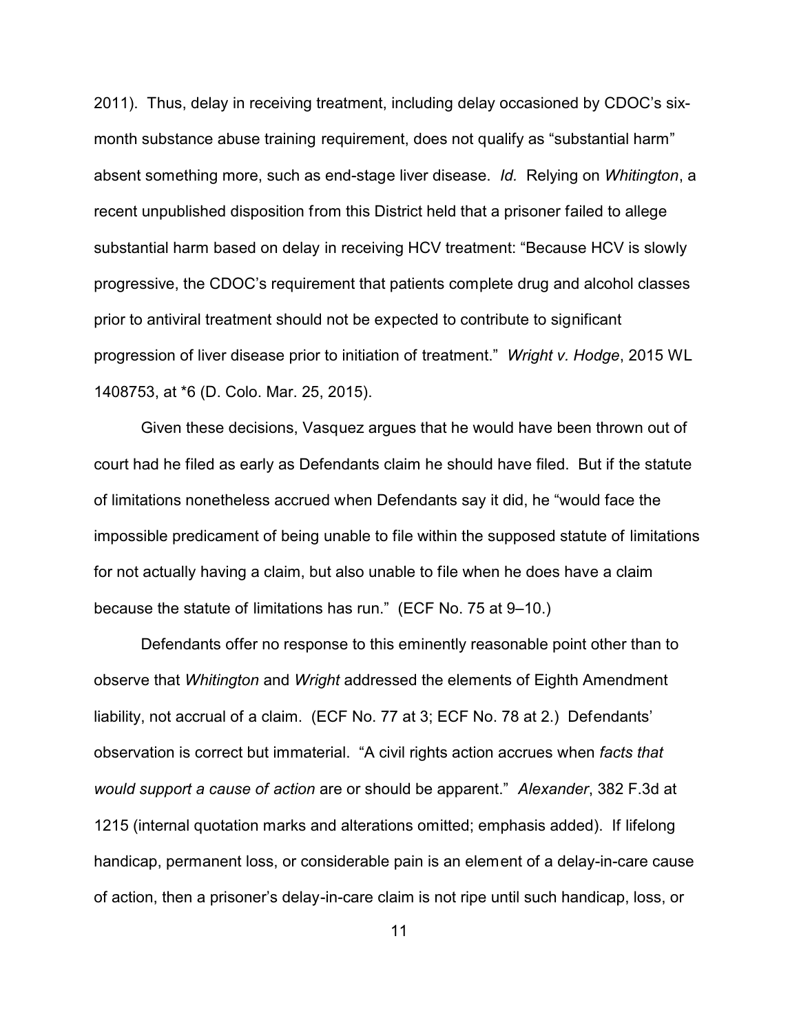2011). Thus, delay in receiving treatment, including delay occasioned by CDOC's six-month substance abuse training requirement, does not qualify as "substantial harm" absent something more, such as end-stage liver disease. *Id.* Relying on *Whitington*, a recent unpublished disposition from this District held that a prisoner failed to allege substantial harm based on delay in receiving HCV treatment: "Because HCV is slowly progressive, the CDOC's requirement that patients complete drug and alcohol classes prior to antiviral treatment should not be expected to contribute to significant progression of liver disease prior to initiation of treatment." *Wright v. Hodge*, 2015 WL 1408753, at *6 (D. Colo. Mar. 25, 2015).

Given these decisions, Vasquez argues that he would have been thrown out of court had he filed as early as Defendants claim he should have filed. But if the statute of limitations nonetheless accrued when Defendants say it did, he "would face the impossible predicament of being unable to file within the supposed statute of limitations for not actually having a claim, but also unable to file when he does have a claim because the statute of limitations has run." (ECF No. 75 at 9–10.)

Defendants offer no response to this eminently reasonable point other than to observe that *Whitington* and *Wright* addressed the elements of Eighth Amendment liability, not accrual of a claim. (ECF No. 77 at 3; ECF No. 78 at 2.) Defendants' observation is correct but immaterial. "A civil rights action accrues when *facts that would support a cause of action* are or should be apparent." *Alexander*, 382 F.3d at 1215 (internal quotation marks and alterations omitted; emphasis added). If lifelong handicap, permanent loss, or considerable pain is an element of a delay-in-care cause of action, then a prisoner's delay-in-care claim is not ripe until such handicap, loss, or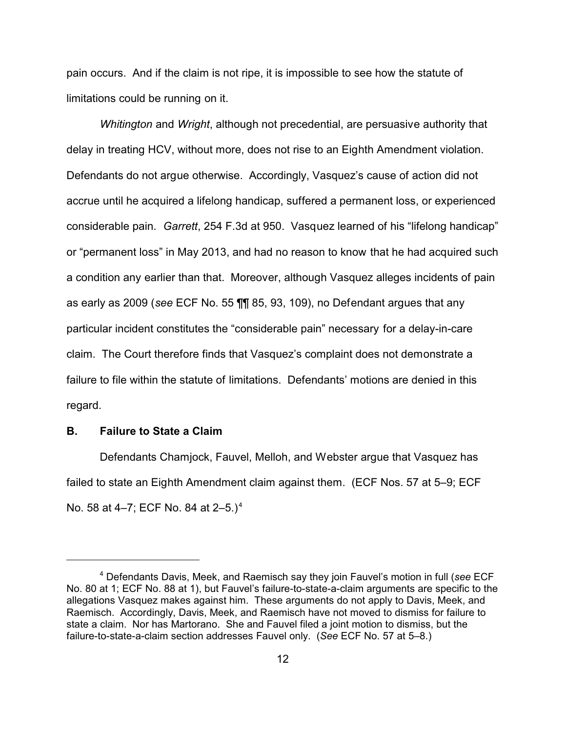pain occurs. And if the claim is not ripe, it is impossible to see how the statute of limitations could be running on it.

*Whitington* and *Wright*, although not precedential, are persuasive authority that delay in treating HCV, without more, does not rise to an Eighth Amendment violation. Defendants do not argue otherwise. Accordingly, Vasquez's cause of action did not accrue until he acquired a lifelong handicap, suffered a permanent loss, or experienced considerable pain. *Garrett*, 254 F.3d at 950. Vasquez learned of his "lifelong handicap" or "permanent loss" in May 2013, and had no reason to know that he had acquired such a condition any earlier than that. Moreover, although Vasquez alleges incidents of pain as early as 2009 (*see* ECF No. 55 ¶¶ 85, 93, 109), no Defendant argues that any particular incident constitutes the "considerable pain" necessary for a delay-in-care claim. The Court therefore finds that Vasquez's complaint does not demonstrate a failure to file within the statute of limitations. Defendants' motions are denied in this regard.

### B. Failure to State a Claim

Defendants Chamjock, Fauvel, Melloh, and Webster argue that Vasquez has failed to state an Eighth Amendment claim against them. (ECF Nos. 57 at 5–9; ECF No. 58 at 4–7; ECF No. 84 at 2–5.)[4]

[4] Defendants Davis, Meek, and Raemisch say they join Fauvel's motion in full (*see* ECF No. 80 at 1; ECF No. 88 at 1), but Fauvel's failure-to-state-a-claim arguments are specific to the allegations Vasquez makes against him. These arguments do not apply to Davis, Meek, and Raemisch. Accordingly, Davis, Meek, and Raemisch have not moved to dismiss for failure to state a claim. Nor has Martorano. She and Fauvel filed a joint motion to dismiss, but the failure-to-state-a-claim section addresses Fauvel only. (*See* ECF No. 57 at 5–8.)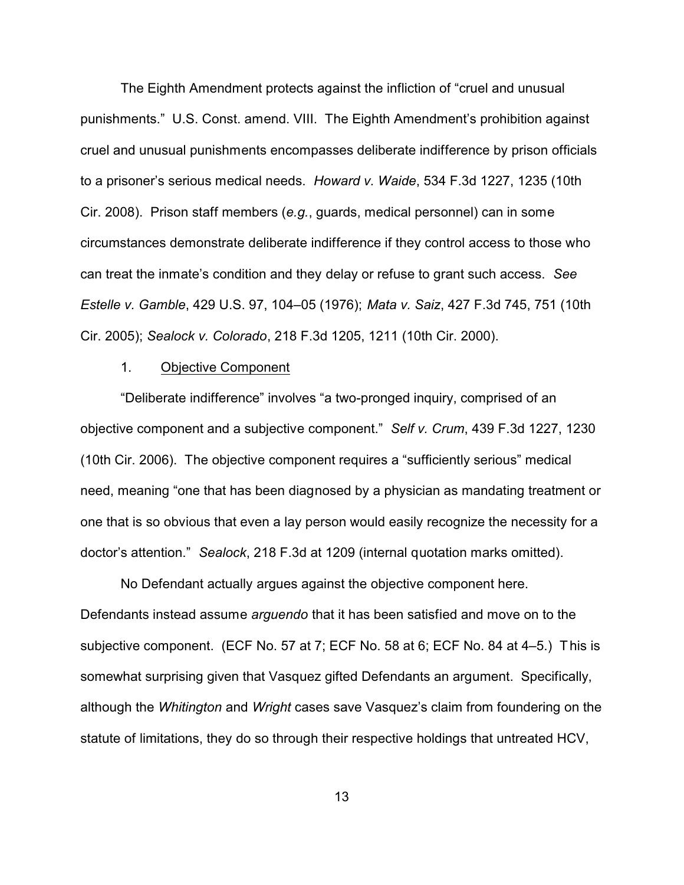The Eighth Amendment protects against the infliction of "cruel and unusual punishments." U.S. Const. amend. VIII. The Eighth Amendment's prohibition against cruel and unusual punishments encompasses deliberate indifference by prison officials to a prisoner's serious medical needs. *Howard v. Waide*, 534 F.3d 1227, 1235 (10th Cir. 2008). Prison staff members (*e.g.*, guards, medical personnel) can in some circumstances demonstrate deliberate indifference if they control access to those who can treat the inmate's condition and they delay or refuse to grant such access. *See Estelle v. Gamble*, 429 U.S. 97, 104–05 (1976); *Mata v. Saiz*, 427 F.3d 745, 751 (10th Cir. 2005); *Sealock v. Colorado*, 218 F.3d 1205, 1211 (10th Cir. 2000).

1. Objective Component

"Deliberate indifference" involves "a two-pronged inquiry, comprised of an objective component and a subjective component." *Self v. Crum*, 439 F.3d 1227, 1230 (10th Cir. 2006). The objective component requires a "sufficiently serious" medical need, meaning "one that has been diagnosed by a physician as mandating treatment or one that is so obvious that even a lay person would easily recognize the necessity for a doctor's attention." *Sealock*, 218 F.3d at 1209 (internal quotation marks omitted).

No Defendant actually argues against the objective component here. Defendants instead assume *arguendo* that it has been satisfied and move on to the subjective component. (ECF No. 57 at 7; ECF No. 58 at 6; ECF No. 84 at 4–5.) This is somewhat surprising given that Vasquez gifted Defendants an argument. Specifically, although the *Whitington* and *Wright* cases save Vasquez's claim from foundering on the statute of limitations, they do so through their respective holdings that untreated HCV,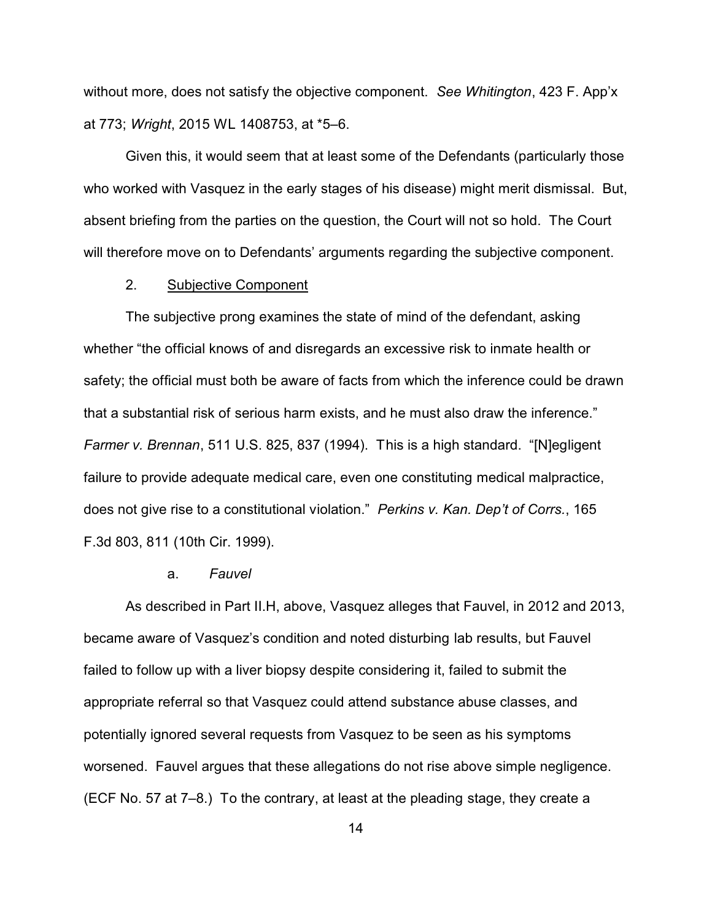without more, does not satisfy the objective component. *See Whitington*, 423 F. App'x at 773; *Wright*, 2015 WL 1408753, at *5–6.

Given this, it would seem that at least some of the Defendants (particularly those who worked with Vasquez in the early stages of his disease) might merit dismissal. But, absent briefing from the parties on the question, the Court will not so hold. The Court will therefore move on to Defendants' arguments regarding the subjective component.

### 2. Subjective Component

The subjective prong examines the state of mind of the defendant, asking whether "the official knows of and disregards an excessive risk to inmate health or safety; the official must both be aware of facts from which the inference could be drawn that a substantial risk of serious harm exists, and he must also draw the inference." *Farmer v. Brennan*, 511 U.S. 825, 837 (1994). This is a high standard. "[N]egligent failure to provide adequate medical care, even one constituting medical malpractice, does not give rise to a constitutional violation." *Perkins v. Kan. Dep't of Corrs.*, 165 F.3d 803, 811 (10th Cir. 1999).

#### a. *Fauvel*

As described in Part II.H, above, Vasquez alleges that Fauvel, in 2012 and 2013, became aware of Vasquez's condition and noted disturbing lab results, but Fauvel failed to follow up with a liver biopsy despite considering it, failed to submit the appropriate referral so that Vasquez could attend substance abuse classes, and potentially ignored several requests from Vasquez to be seen as his symptoms worsened. Fauvel argues that these allegations do not rise above simple negligence. (ECF No. 57 at 7–8.) To the contrary, at least at the pleading stage, they create a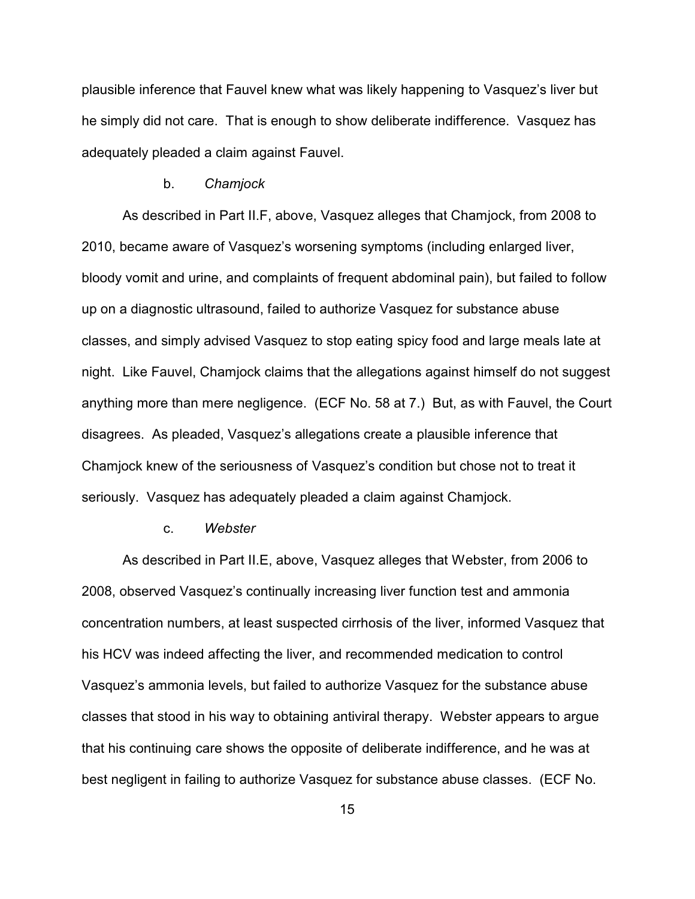plausible inference that Fauvel knew what was likely happening to Vasquez's liver but he simply did not care. That is enough to show deliberate indifference. Vasquez has adequately pleaded a claim against Fauvel.

b. *Chamjock*

As described in Part II.F, above, Vasquez alleges that Chamjock, from 2008 to 2010, became aware of Vasquez's worsening symptoms (including enlarged liver, bloody vomit and urine, and complaints of frequent abdominal pain), but failed to follow up on a diagnostic ultrasound, failed to authorize Vasquez for substance abuse classes, and simply advised Vasquez to stop eating spicy food and large meals late at night. Like Fauvel, Chamjock claims that the allegations against himself do not suggest anything more than mere negligence. (ECF No. 58 at 7.) But, as with Fauvel, the Court disagrees. As pleaded, Vasquez's allegations create a plausible inference that Chamjock knew of the seriousness of Vasquez's condition but chose not to treat it seriously. Vasquez has adequately pleaded a claim against Chamjock.

c. *Webster*

As described in Part II.E, above, Vasquez alleges that Webster, from 2006 to 2008, observed Vasquez's continually increasing liver function test and ammonia concentration numbers, at least suspected cirrhosis of the liver, informed Vasquez that his HCV was indeed affecting the liver, and recommended medication to control Vasquez's ammonia levels, but failed to authorize Vasquez for the substance abuse classes that stood in his way to obtaining antiviral therapy. Webster appears to argue that his continuing care shows the opposite of deliberate indifference, and he was at best negligent in failing to authorize Vasquez for substance abuse classes. (ECF No.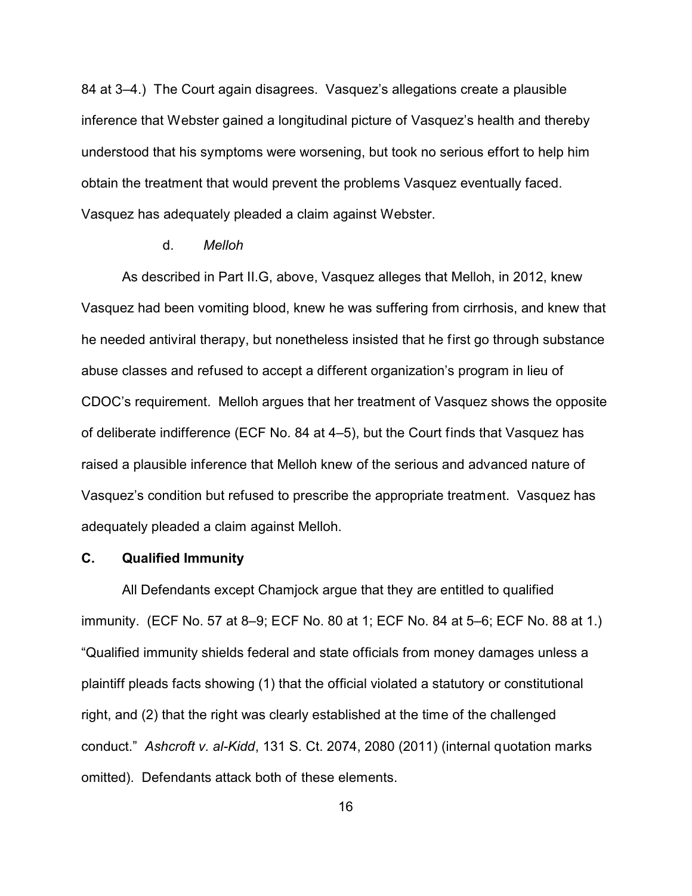84 at 3–4.) The Court again disagrees. Vasquez's allegations create a plausible inference that Webster gained a longitudinal picture of Vasquez's health and thereby understood that his symptoms were worsening, but took no serious effort to help him obtain the treatment that would prevent the problems Vasquez eventually faced. Vasquez has adequately pleaded a claim against Webster.

d. *Melloh*

As described in Part II.G, above, Vasquez alleges that Melloh, in 2012, knew Vasquez had been vomiting blood, knew he was suffering from cirrhosis, and knew that he needed antiviral therapy, but nonetheless insisted that he first go through substance abuse classes and refused to accept a different organization's program in lieu of CDOC's requirement. Melloh argues that her treatment of Vasquez shows the opposite of deliberate indifference (ECF No. 84 at 4–5), but the Court finds that Vasquez has raised a plausible inference that Melloh knew of the serious and advanced nature of Vasquez's condition but refused to prescribe the appropriate treatment. Vasquez has adequately pleaded a claim against Melloh.

### C. Qualified Immunity

All Defendants except Chamjock argue that they are entitled to qualified immunity. (ECF No. 57 at 8–9; ECF No. 80 at 1; ECF No. 84 at 5–6; ECF No. 88 at 1.) "Qualified immunity shields federal and state officials from money damages unless a plaintiff pleads facts showing (1) that the official violated a statutory or constitutional right, and (2) that the right was clearly established at the time of the challenged conduct." *Ashcroft v. al-Kidd*, 131 S. Ct. 2074, 2080 (2011) (internal quotation marks omitted). Defendants attack both of these elements.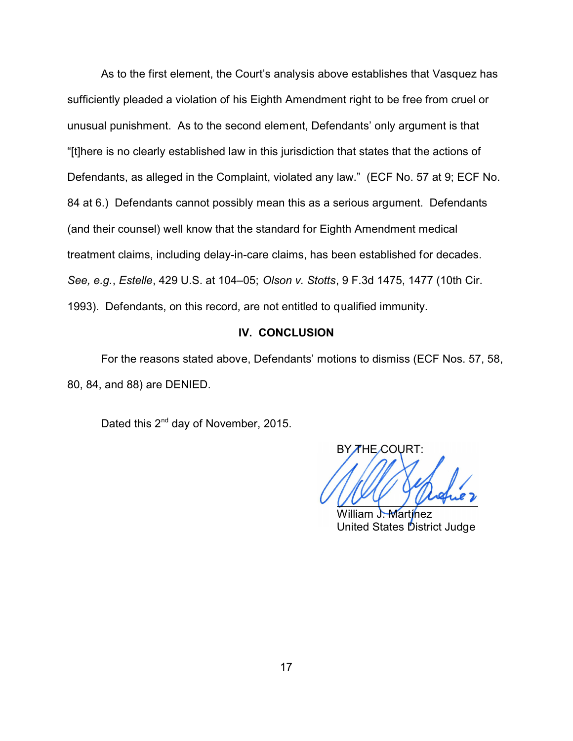As to the first element, the Court's analysis above establishes that Vasquez has sufficiently pleaded a violation of his Eighth Amendment right to be free from cruel or unusual punishment. As to the second element, Defendants' only argument is that "[t]here is no clearly established law in this jurisdiction that states that the actions of Defendants, as alleged in the Complaint, violated any law." (ECF No. 57 at 9; ECF No. 84 at 6.) Defendants cannot possibly mean this as a serious argument. Defendants (and their counsel) well know that the standard for Eighth Amendment medical treatment claims, including delay-in-care claims, has been established for decades. *See, e.g.*, *Estelle*, 429 U.S. at 104–05; *Olson v. Stotts*, 9 F.3d 1475, 1477 (10th Cir. 1993). Defendants, on this record, are not entitled to qualified immunity.

## IV. CONCLUSION

For the reasons stated above, Defendants' motions to dismiss (ECF Nos. 57, 58, 80, 84, and 88) are DENIED.

Dated this 2nd day of November, 2015.

BY THE COURT:

William J. Martínez
United States District Judge